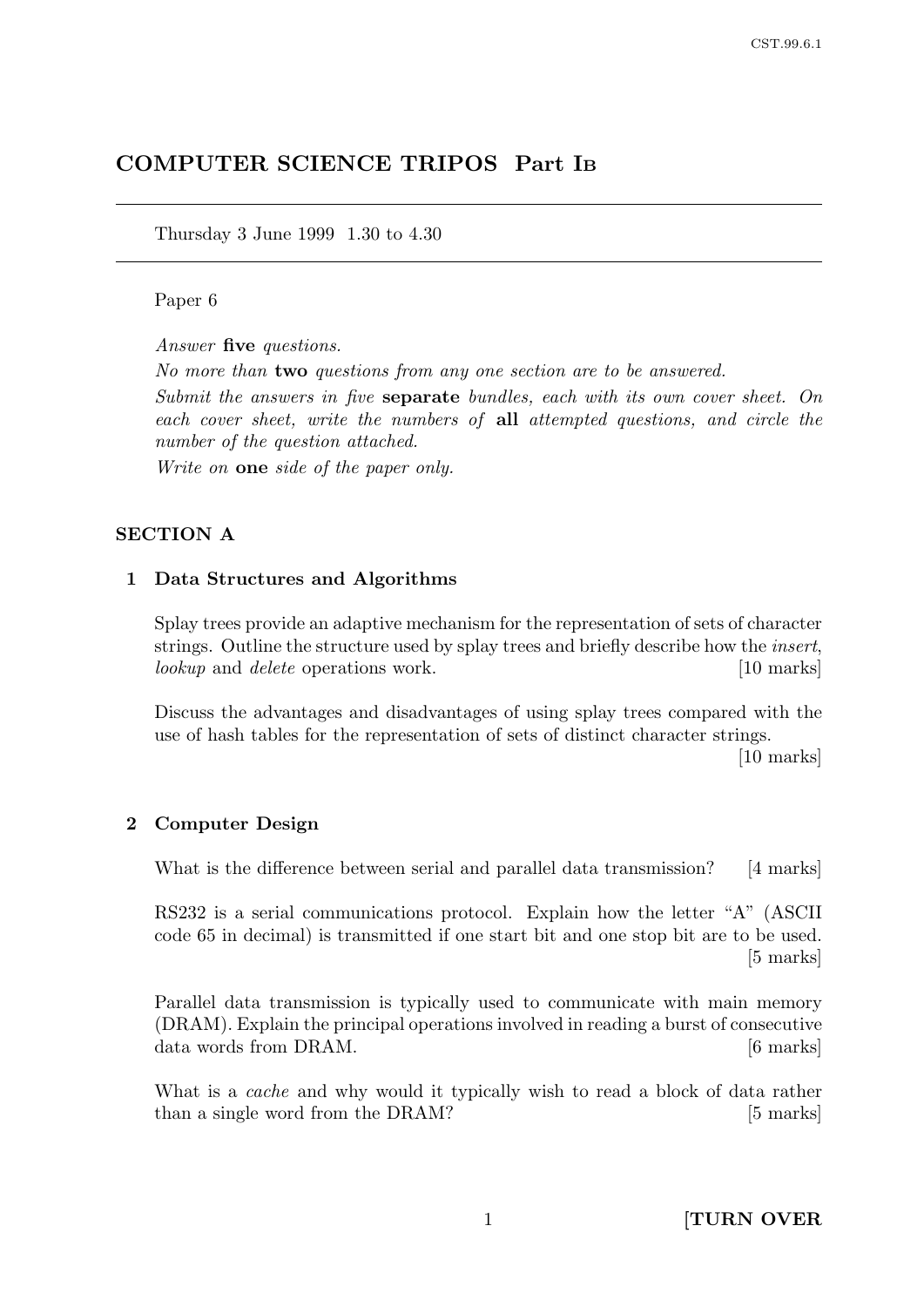# COMPUTER SCIENCE TRIPOS Part IB

Thursday 3 June 1999 1.30 to 4.30

Paper 6

*Answer* **five** *questions.*

*No more than* **two** *questions from any one section are to be answered.*

*Submit the answers in five* **separate** *bundles, each with its own cover sheet. On each cover sheet, write the numbers of* **all** *attempted questions, and circle the number of the question attached.*

*Write on* **one** *side of the paper only.*

## SECTION A

### 1 Data Structures and Algorithms

Splay trees provide an adaptive mechanism for the representation of sets of character strings. Outline the structure used by splay trees and briefly describe how the *insert*, *lookup* and *delete* operations work. [10 marks]

Discuss the advantages and disadvantages of using splay trees compared with the use of hash tables for the representation of sets of distinct character strings. [10 marks]

### 2 Computer Design

What is the difference between serial and parallel data transmission? [4 marks]

RS232 is a serial communications protocol. Explain how the letter "A" (ASCII code 65 in decimal) is transmitted if one start bit and one stop bit are to be used. [5 marks]

Parallel data transmission is typically used to communicate with main memory (DRAM). Explain the principal operations involved in reading a burst of consecutive data words from DRAM. [6 marks]

What is a *cache* and why would it typically wish to read a block of data rather than a single word from the DRAM? [5 marks]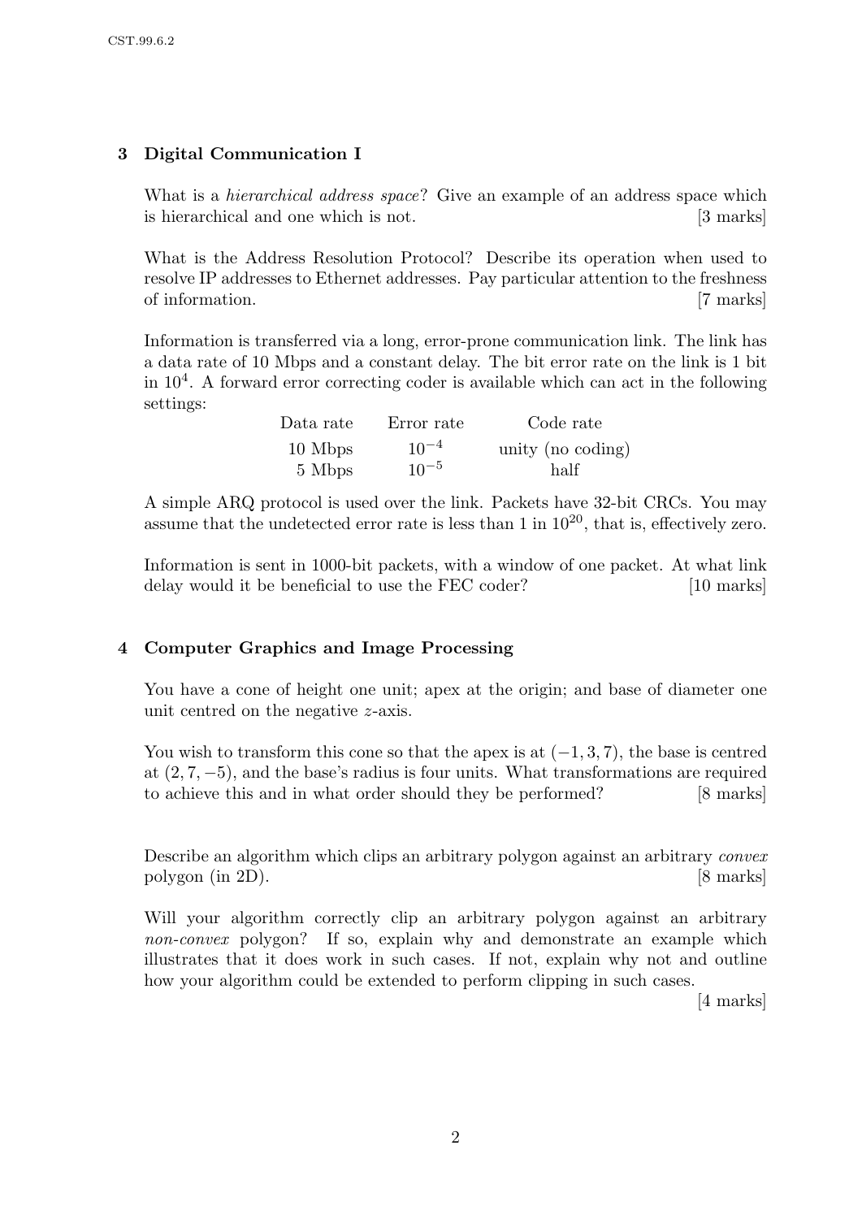## 3 Digital Communication I

What is a *hierarchical address space*? Give an example of an address space which is hierarchical and one which is not. [3 marks]

What is the Address Resolution Protocol? Describe its operation when used to resolve IP addresses to Ethernet addresses. Pay particular attention to the freshness of information. [7 marks]

Information is transferred via a long, error-prone communication link. The link has a data rate of 10 Mbps and a constant delay. The bit error rate on the link is 1 bit in $10^4$. A forward error correcting coder is available which can act in the following settings:

| Data rate | Error rate | Code rate |
|---|---|---|
| 10 Mbps | $10^{-4}$ | unity (no coding) |
| 5 Mbps | $10^{-5}$ | half |

A simple ARQ protocol is used over the link. Packets have 32-bit CRCs. You may assume that the undetected error rate is less than 1 in $10^{20}$, that is, effectively zero.

Information is sent in 1000-bit packets, with a window of one packet. At what link delay would it be beneficial to use the FEC coder? [10 marks]

## 4 Computer Graphics and Image Processing

You have a cone of height one unit; apex at the origin; and base of diameter one unit centred on the negative $z$-axis.

You wish to transform this cone so that the apex is at $(-1, 3, 7)$, the base is centred at $(2, 7, -5)$, and the base's radius is four units. What transformations are required to achieve this and in what order should they be performed? [8 marks]

Describe an algorithm which clips an arbitrary polygon against an arbitrary *convex* polygon (in 2D). [8 marks]

Will your algorithm correctly clip an arbitrary polygon against an arbitrary *non-convex* polygon? If so, explain why and demonstrate an example which illustrates that it does work in such cases. If not, explain why not and outline how your algorithm could be extended to perform clipping in such cases. [4 marks]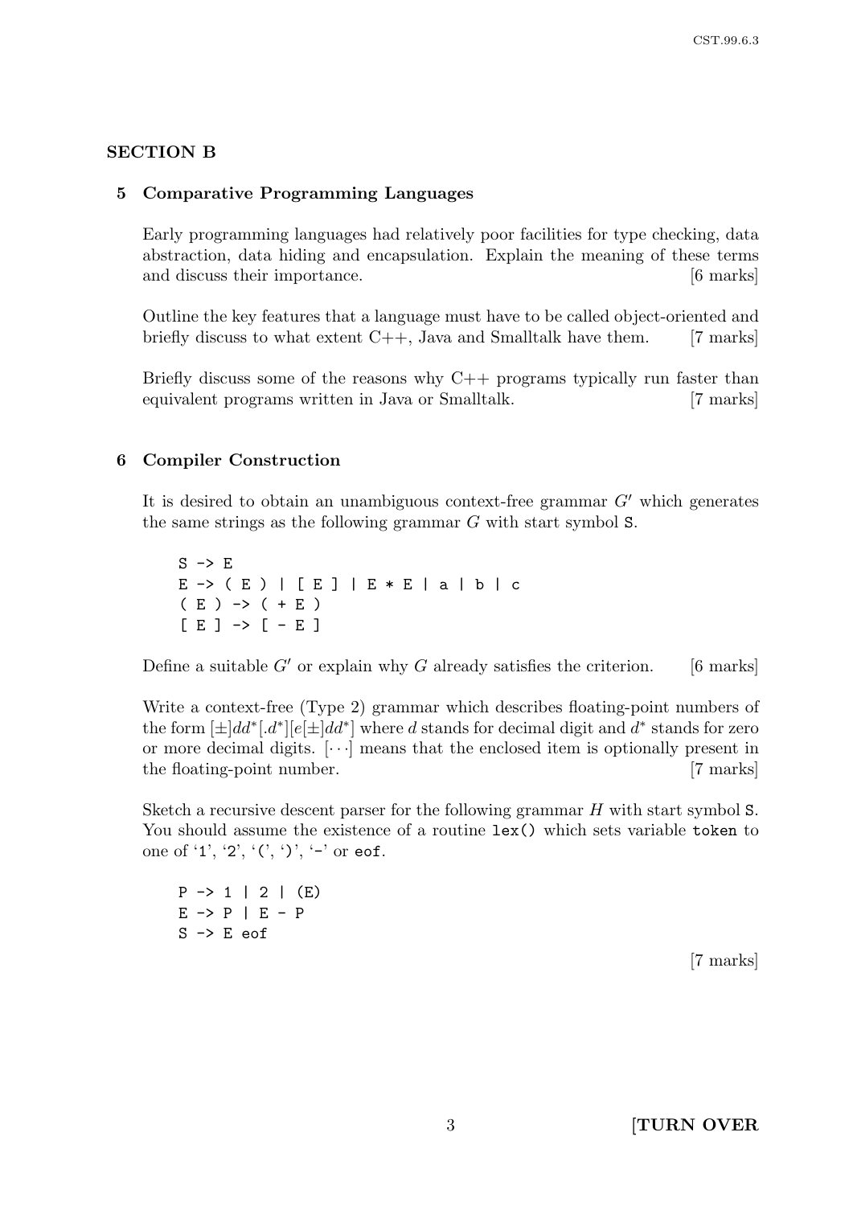## SECTION B

### 5 Comparative Programming Languages

Early programming languages had relatively poor facilities for type checking, data abstraction, data hiding and encapsulation. Explain the meaning of these terms and discuss their importance. [6 marks]

Outline the key features that a language must have to be called object-oriented and briefly discuss to what extent C++, Java and Smalltalk have them. [7 marks]

Briefly discuss some of the reasons why C++ programs typically run faster than equivalent programs written in Java or Smalltalk. [7 marks]

### 6 Compiler Construction

It is desired to obtain an unambiguous context-free grammar $G'$ which generates the same strings as the following grammar $G$ with start symbol `S`.

```
S -> E
E -> ( E ) | [ E ] | E * E | a | b | c
( E ) -> ( + E )
[ E ] -> [ - E ]
```

Define a suitable $G'$ or explain why $G$ already satisfies the criterion. [6 marks]

Write a context-free (Type 2) grammar which describes floating-point numbers of the form $[\pm]dd^*[.d^*][e[\pm]dd^*]$ where $d$ stands for decimal digit and $d^*$ stands for zero or more decimal digits. $[\cdots]$ means that the enclosed item is optionally present in the floating-point number. [7 marks]

Sketch a recursive descent parser for the following grammar $H$ with start symbol `S`. You should assume the existence of a routine `lex()` which sets variable `token` to one of '`1`', '`2`', '`(`', '`)`', '`-`' or `eof`.

```
P -> 1 | 2 | (E)
E -> P | E - P
S -> E eof
```

[7 marks]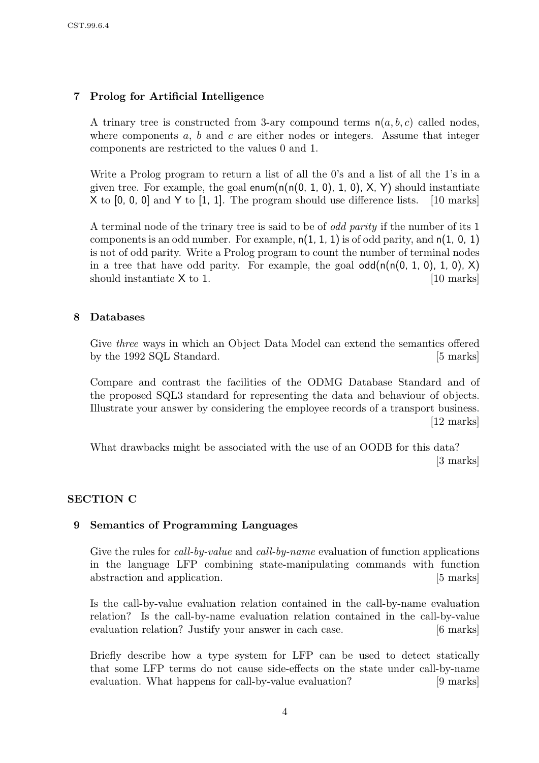## 7 Prolog for Artificial Intelligence

A trinary tree is constructed from 3-ary compound terms $\mathsf{n}(a, b, c)$ called nodes, where components $a$, $b$ and $c$ are either nodes or integers. Assume that integer components are restricted to the values 0 and 1.

Write a Prolog program to return a list of all the 0's and a list of all the 1's in a given tree. For example, the goal `enum(n(n(0, 1, 0), 1, 0), X, Y)` should instantiate `X` to `[0, 0, 0]` and `Y` to `[1, 1]`. The program should use difference lists. [10 marks]

A terminal node of the trinary tree is said to be of *odd parity* if the number of its 1 components is an odd number. For example, `n(1, 1, 1)` is of odd parity, and `n(1, 0, 1)` is not of odd parity. Write a Prolog program to count the number of terminal nodes in a tree that have odd parity. For example, the goal `odd(n(n(0, 1, 0), 1, 0), X)` should instantiate `X` to 1. [10 marks]

## 8 Databases

Give *three* ways in which an Object Data Model can extend the semantics offered by the 1992 SQL Standard. [5 marks]

Compare and contrast the facilities of the ODMG Database Standard and of the proposed SQL3 standard for representing the data and behaviour of objects. Illustrate your answer by considering the employee records of a transport business. [12 marks]

What drawbacks might be associated with the use of an OODB for this data? [3 marks]

# SECTION C

## 9 Semantics of Programming Languages

Give the rules for *call-by-value* and *call-by-name* evaluation of function applications in the language LFP combining state-manipulating commands with function abstraction and application. [5 marks]

Is the call-by-value evaluation relation contained in the call-by-name evaluation relation? Is the call-by-name evaluation relation contained in the call-by-value evaluation relation? Justify your answer in each case. [6 marks]

Briefly describe how a type system for LFP can be used to detect statically that some LFP terms do not cause side-effects on the state under call-by-name evaluation. What happens for call-by-value evaluation? [9 marks]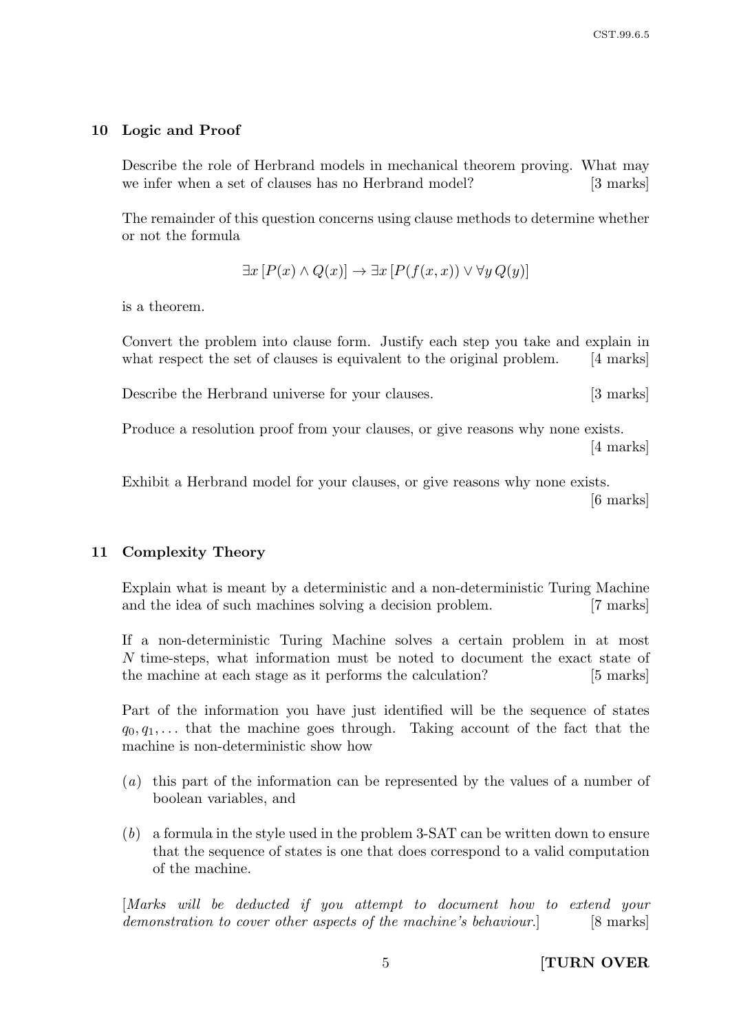## 10 Logic and Proof

Describe the role of Herbrand models in mechanical theorem proving. What may we infer when a set of clauses has no Herbrand model? [3 marks]

The remainder of this question concerns using clause methods to determine whether or not the formula

$$\exists x\,[P(x) \land Q(x)] \to \exists x\,[P(f(x,x)) \lor \forall y\, Q(y)]$$

is a theorem.

Convert the problem into clause form. Justify each step you take and explain in what respect the set of clauses is equivalent to the original problem. [4 marks]

Describe the Herbrand universe for your clauses. [3 marks]

Produce a resolution proof from your clauses, or give reasons why none exists. [4 marks]

Exhibit a Herbrand model for your clauses, or give reasons why none exists. [6 marks]

## 11 Complexity Theory

Explain what is meant by a deterministic and a non-deterministic Turing Machine and the idea of such machines solving a decision problem. [7 marks]

If a non-deterministic Turing Machine solves a certain problem in at most $N$ time-steps, what information must be noted to document the exact state of the machine at each stage as it performs the calculation? [5 marks]

Part of the information you have just identified will be the sequence of states $q_0, q_1, \ldots$ that the machine goes through. Taking account of the fact that the machine is non-deterministic show how

(*a*) this part of the information can be represented by the values of a number of boolean variables, and

(*b*) a formula in the style used in the problem 3-SAT can be written down to ensure that the sequence of states is one that does correspond to a valid computation of the machine.

[*Marks will be deducted if you attempt to document how to extend your demonstration to cover other aspects of the machine's behaviour.*] [8 marks]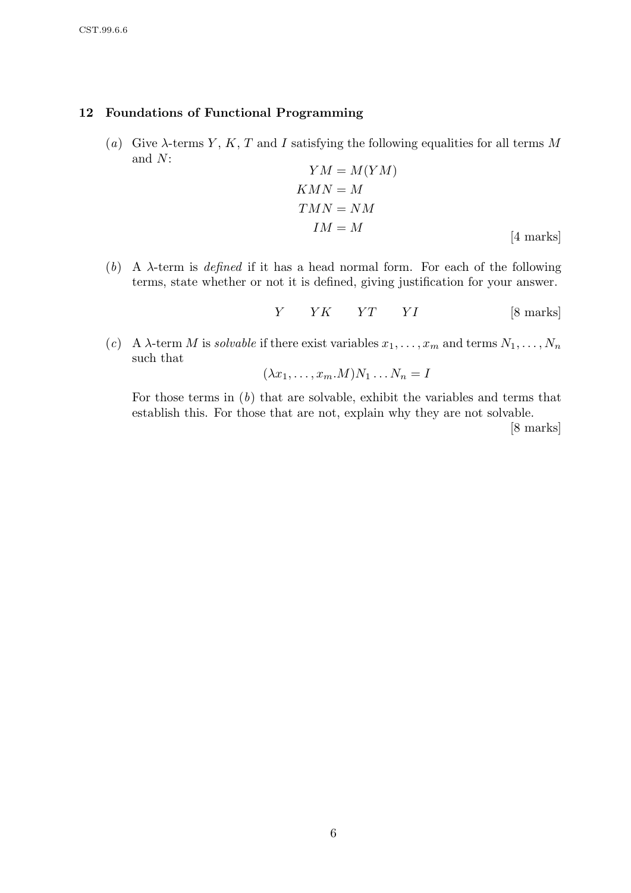## 12 Foundations of Functional Programming

(*a*) Give λ-terms $Y$, $K$, $T$ and $I$ satisfying the following equalities for all terms $M$ and $N$:

$$YM = M(YM)$$
$$KMN = M$$
$$TMN = NM$$
$$IM = M$$

[4 marks]

(*b*) A λ-term is *defined* if it has a head normal form. For each of the following terms, state whether or not it is defined, giving justification for your answer.

$$Y \qquad YK \qquad YT \qquad YI$$

[8 marks]

(*c*) A λ-term $M$ is *solvable* if there exist variables $x_1, \ldots, x_m$ and terms $N_1, \ldots, N_n$ such that

$$(\lambda x_1, \ldots, x_m.M)N_1 \ldots N_n = I$$

For those terms in (*b*) that are solvable, exhibit the variables and terms that establish this. For those that are not, explain why they are not solvable.

[8 marks]